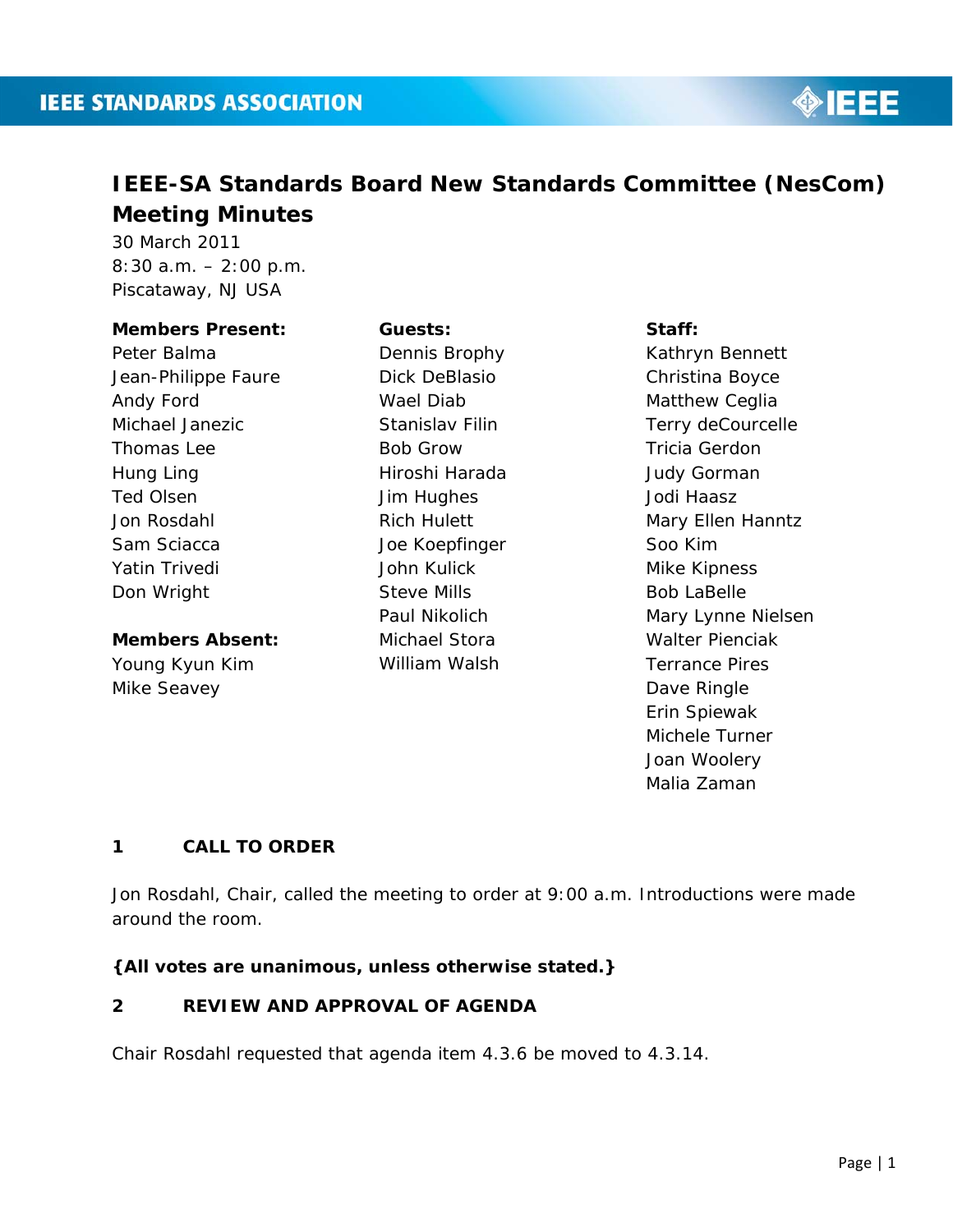IEEE STANDARDS ASSOCIATION

# IEEE-SA Standards Board New Standards Committee (NesCom) Meeting Minutes

30 March 2011
8:30 a.m. – 2:00 p.m.
Piscataway, NJ USA

**Members Present:**
Peter Balma
Jean-Philippe Faure
Andy Ford
Michael Janezic
Thomas Lee
Hung Ling
Ted Olsen
Jon Rosdahl
Sam Sciacca
Yatin Trivedi
Don Wright

**Members Absent:**
Young Kyun Kim
Mike Seavey

**Guests:**
Dennis Brophy
Dick DeBlasio
Wael Diab
Stanislav Filin
Bob Grow
Hiroshi Harada
Jim Hughes
Rich Hulett
Joe Koepfinger
John Kulick
Steve Mills
Paul Nikolich
Michael Stora
William Walsh

**Staff:**
Kathryn Bennett
Christina Boyce
Matthew Ceglia
Terry deCourcelle
Tricia Gerdon
Judy Gorman
Jodi Haasz
Mary Ellen Hanntz
Soo Kim
Mike Kipness
Bob LaBelle
Mary Lynne Nielsen
Walter Pienciak
Terrance Pires
Dave Ringle
Erin Spiewak
Michele Turner
Joan Woolery
Malia Zaman

## 1 CALL TO ORDER

Jon Rosdahl, Chair, called the meeting to order at 9:00 a.m. Introductions were made around the room.

**{All votes are unanimous, unless otherwise stated.}**

## 2 REVIEW AND APPROVAL OF AGENDA

Chair Rosdahl requested that agenda item 4.3.6 be moved to 4.3.14.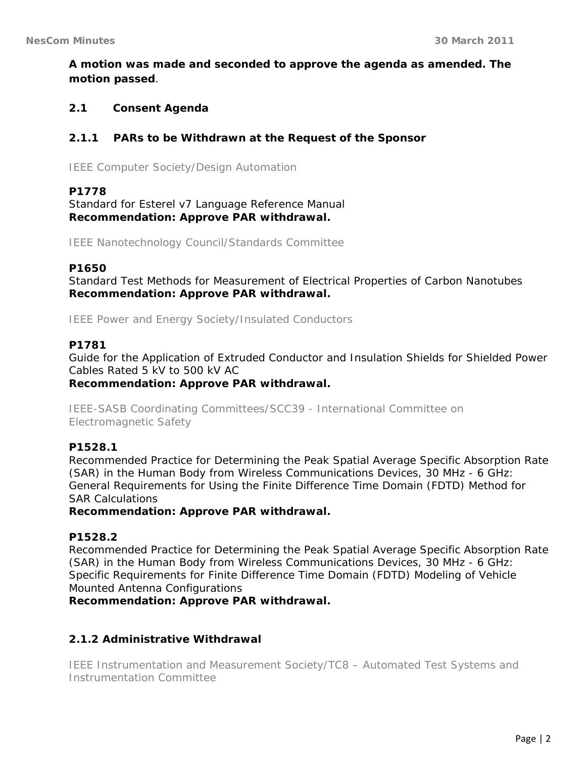**A motion was made and seconded to approve the agenda as amended. The motion passed**.

### 2.1 Consent Agenda

### 2.1.1 PARs to be Withdrawn at the Request of the Sponsor

IEEE Computer Society/Design Automation

**P1778**
Standard for Esterel v7 Language Reference Manual
**Recommendation: Approve PAR withdrawal.**

IEEE Nanotechnology Council/Standards Committee

**P1650**
Standard Test Methods for Measurement of Electrical Properties of Carbon Nanotubes
**Recommendation: Approve PAR withdrawal.**

IEEE Power and Energy Society/Insulated Conductors

**P1781**
Guide for the Application of Extruded Conductor and Insulation Shields for Shielded Power Cables Rated 5 kV to 500 kV AC
**Recommendation: Approve PAR withdrawal.**

IEEE-SASB Coordinating Committees/SCC39 - International Committee on Electromagnetic Safety

**P1528.1**
Recommended Practice for Determining the Peak Spatial Average Specific Absorption Rate (SAR) in the Human Body from Wireless Communications Devices, 30 MHz - 6 GHz: General Requirements for Using the Finite Difference Time Domain (FDTD) Method for SAR Calculations
**Recommendation: Approve PAR withdrawal.**

**P1528.2**
Recommended Practice for Determining the Peak Spatial Average Specific Absorption Rate (SAR) in the Human Body from Wireless Communications Devices, 30 MHz - 6 GHz: Specific Requirements for Finite Difference Time Domain (FDTD) Modeling of Vehicle Mounted Antenna Configurations
**Recommendation: Approve PAR withdrawal.**

### 2.1.2 Administrative Withdrawal

IEEE Instrumentation and Measurement Society/TC8 – Automated Test Systems and Instrumentation Committee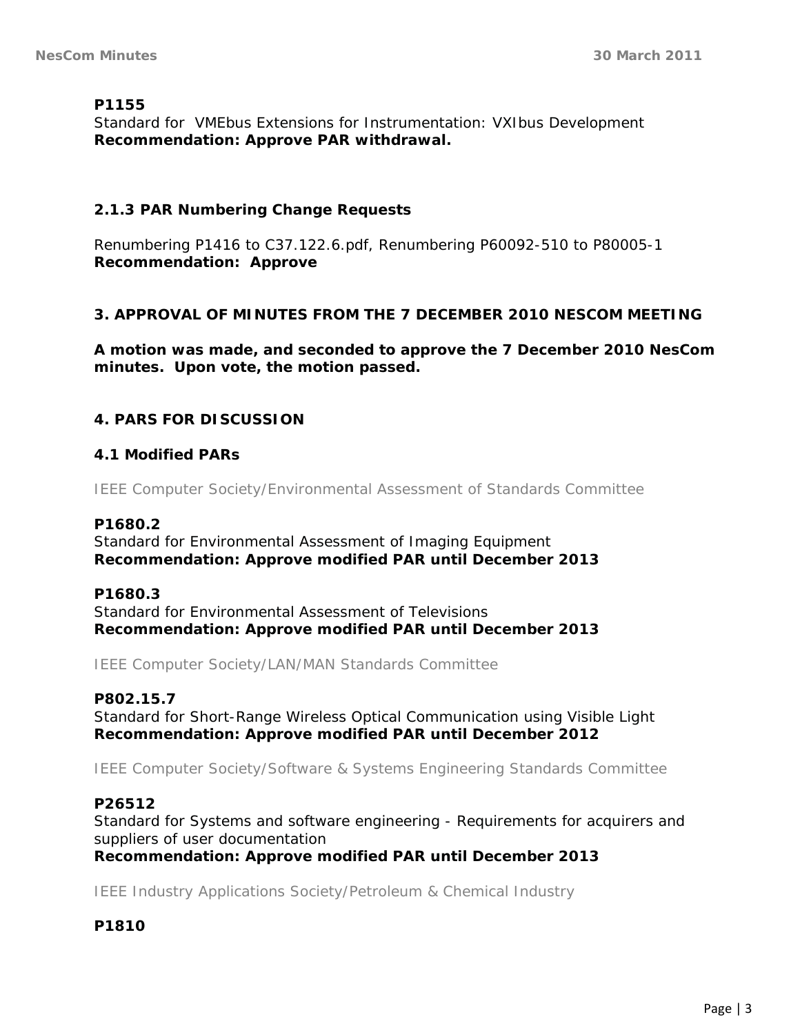**P1155**
Standard for VMEbus Extensions for Instrumentation: VXIbus Development
**Recommendation: Approve PAR withdrawal.**

### 2.1.3 PAR Numbering Change Requests

Renumbering P1416 to C37.122.6.pdf, Renumbering P60092-510 to P80005-1
**Recommendation: Approve**

## 3. APPROVAL OF MINUTES FROM THE 7 DECEMBER 2010 NESCOM MEETING

**A motion was made, and seconded to approve the 7 December 2010 NesCom minutes. Upon vote, the motion passed.**

## 4. PARS FOR DISCUSSION

### 4.1 Modified PARs

IEEE Computer Society/Environmental Assessment of Standards Committee

**P1680.2**
Standard for Environmental Assessment of Imaging Equipment
**Recommendation: Approve modified PAR until December 2013**

**P1680.3**
Standard for Environmental Assessment of Televisions
**Recommendation: Approve modified PAR until December 2013**

IEEE Computer Society/LAN/MAN Standards Committee

**P802.15.7**
Standard for Short-Range Wireless Optical Communication using Visible Light
**Recommendation: Approve modified PAR until December 2012**

IEEE Computer Society/Software & Systems Engineering Standards Committee

**P26512**
Standard for Systems and software engineering - Requirements for acquirers and suppliers of user documentation
**Recommendation: Approve modified PAR until December 2013**

IEEE Industry Applications Society/Petroleum & Chemical Industry

**P1810**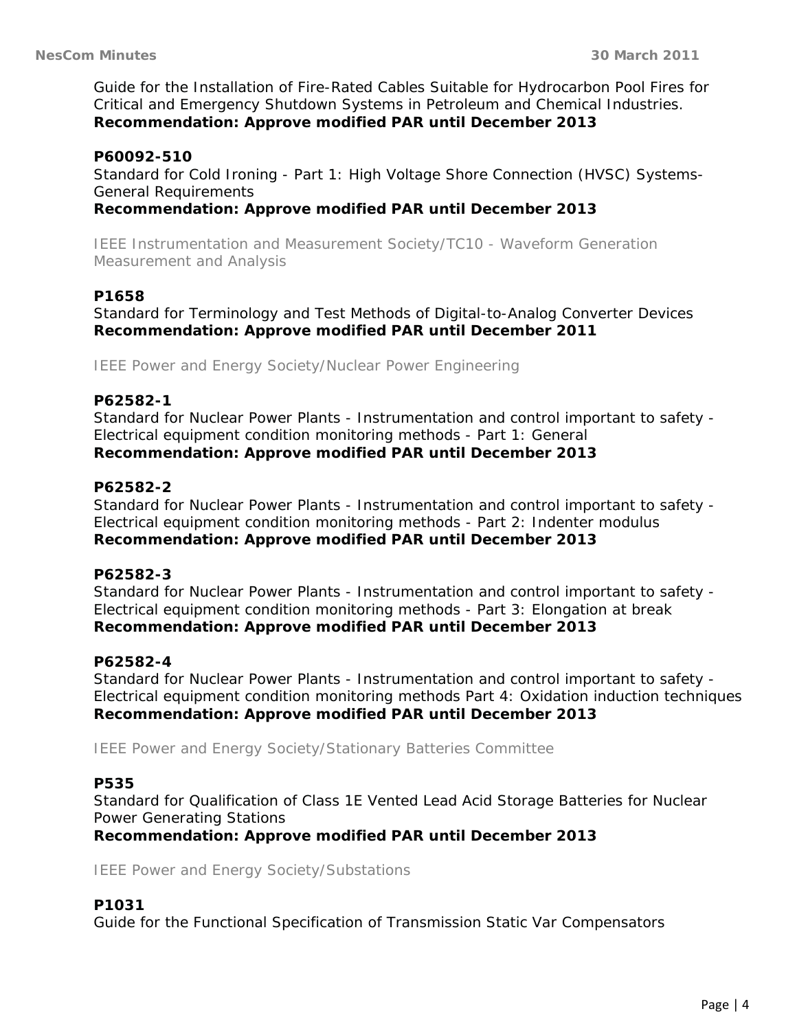Guide for the Installation of Fire-Rated Cables Suitable for Hydrocarbon Pool Fires for Critical and Emergency Shutdown Systems in Petroleum and Chemical Industries.
**Recommendation: Approve modified PAR until December 2013**

**P60092-510**
Standard for Cold Ironing - Part 1: High Voltage Shore Connection (HVSC) Systems-General Requirements
**Recommendation: Approve modified PAR until December 2013**

IEEE Instrumentation and Measurement Society/TC10 - Waveform Generation Measurement and Analysis

**P1658**
Standard for Terminology and Test Methods of Digital-to-Analog Converter Devices
**Recommendation: Approve modified PAR until December 2011**

IEEE Power and Energy Society/Nuclear Power Engineering

**P62582-1**
Standard for Nuclear Power Plants - Instrumentation and control important to safety - Electrical equipment condition monitoring methods - Part 1: General
**Recommendation: Approve modified PAR until December 2013**

**P62582-2**
Standard for Nuclear Power Plants - Instrumentation and control important to safety - Electrical equipment condition monitoring methods - Part 2: Indenter modulus
**Recommendation: Approve modified PAR until December 2013**

**P62582-3**
Standard for Nuclear Power Plants - Instrumentation and control important to safety - Electrical equipment condition monitoring methods - Part 3: Elongation at break
**Recommendation: Approve modified PAR until December 2013**

**P62582-4**
Standard for Nuclear Power Plants - Instrumentation and control important to safety - Electrical equipment condition monitoring methods Part 4: Oxidation induction techniques
**Recommendation: Approve modified PAR until December 2013**

IEEE Power and Energy Society/Stationary Batteries Committee

**P535**
Standard for Qualification of Class 1E Vented Lead Acid Storage Batteries for Nuclear Power Generating Stations
**Recommendation: Approve modified PAR until December 2013**

IEEE Power and Energy Society/Substations

**P1031**
Guide for the Functional Specification of Transmission Static Var Compensators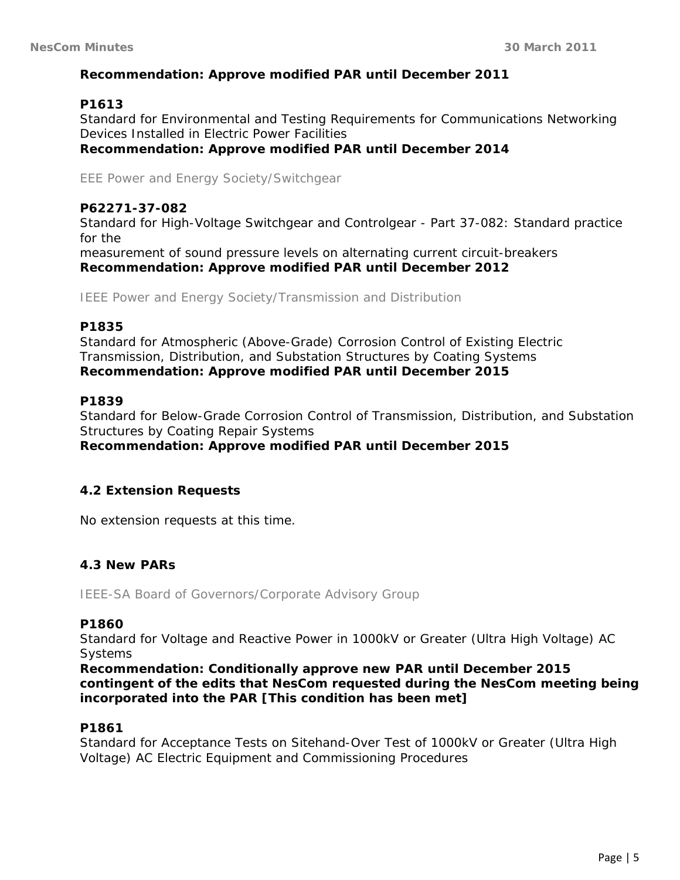**Recommendation: Approve modified PAR until December 2011**

**P1613**
Standard for Environmental and Testing Requirements for Communications Networking Devices Installed in Electric Power Facilities
**Recommendation: Approve modified PAR until December 2014**

EEE Power and Energy Society/Switchgear

**P62271-37-082**
Standard for High-Voltage Switchgear and Controlgear - Part 37-082: Standard practice for the
measurement of sound pressure levels on alternating current circuit-breakers
**Recommendation: Approve modified PAR until December 2012**

IEEE Power and Energy Society/Transmission and Distribution

**P1835**
Standard for Atmospheric (Above-Grade) Corrosion Control of Existing Electric Transmission, Distribution, and Substation Structures by Coating Systems
**Recommendation: Approve modified PAR until December 2015**

**P1839**
Standard for Below-Grade Corrosion Control of Transmission, Distribution, and Substation Structures by Coating Repair Systems
**Recommendation: Approve modified PAR until December 2015**

### 4.2 Extension Requests

No extension requests at this time.

### 4.3 New PARs

IEEE-SA Board of Governors/Corporate Advisory Group

**P1860**
Standard for Voltage and Reactive Power in 1000kV or Greater (Ultra High Voltage) AC Systems
**Recommendation: Conditionally approve new PAR until December 2015 contingent of the edits that NesCom requested during the NesCom meeting being incorporated into the PAR [This condition has been met]**

**P1861**
Standard for Acceptance Tests on Sitehand-Over Test of 1000kV or Greater (Ultra High Voltage) AC Electric Equipment and Commissioning Procedures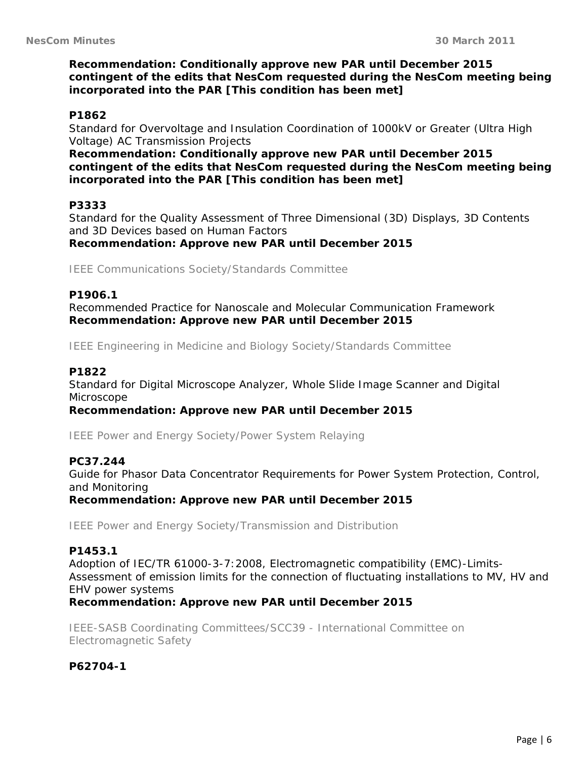**Recommendation: Conditionally approve new PAR until December 2015 contingent of the edits that NesCom requested during the NesCom meeting being incorporated into the PAR [This condition has been met]**

**P1862**

Standard for Overvoltage and Insulation Coordination of 1000kV or Greater (Ultra High Voltage) AC Transmission Projects

**Recommendation: Conditionally approve new PAR until December 2015 contingent of the edits that NesCom requested during the NesCom meeting being incorporated into the PAR [This condition has been met]**

**P3333**

Standard for the Quality Assessment of Three Dimensional (3D) Displays, 3D Contents and 3D Devices based on Human Factors

**Recommendation: Approve new PAR until December 2015**

IEEE Communications Society/Standards Committee

**P1906.1**

Recommended Practice for Nanoscale and Molecular Communication Framework

**Recommendation: Approve new PAR until December 2015**

IEEE Engineering in Medicine and Biology Society/Standards Committee

**P1822**

Standard for Digital Microscope Analyzer, Whole Slide Image Scanner and Digital Microscope

**Recommendation: Approve new PAR until December 2015**

IEEE Power and Energy Society/Power System Relaying

**PC37.244**

Guide for Phasor Data Concentrator Requirements for Power System Protection, Control, and Monitoring

**Recommendation: Approve new PAR until December 2015**

IEEE Power and Energy Society/Transmission and Distribution

**P1453.1**

Adoption of IEC/TR 61000-3-7:2008, Electromagnetic compatibility (EMC)-Limits-Assessment of emission limits for the connection of fluctuating installations to MV, HV and EHV power systems

**Recommendation: Approve new PAR until December 2015**

IEEE-SASB Coordinating Committees/SCC39 - International Committee on Electromagnetic Safety

**P62704-1**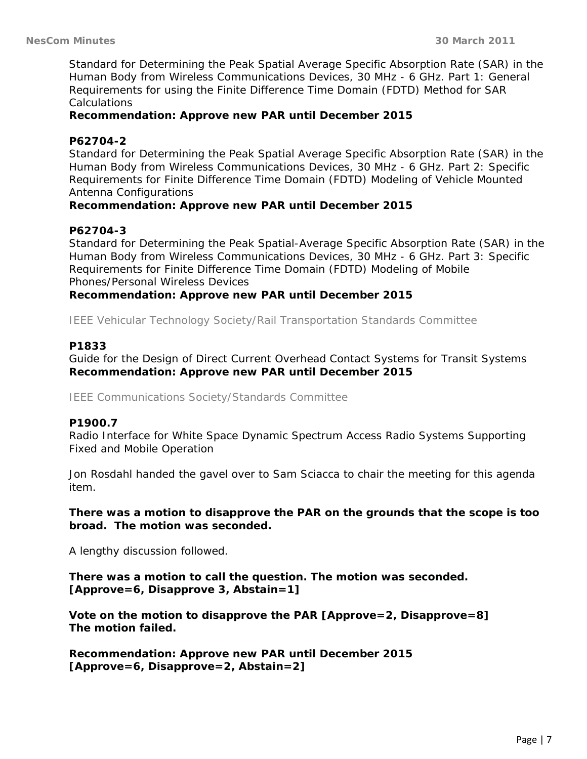Standard for Determining the Peak Spatial Average Specific Absorption Rate (SAR) in the Human Body from Wireless Communications Devices, 30 MHz - 6 GHz. Part 1: General Requirements for using the Finite Difference Time Domain (FDTD) Method for SAR Calculations
**Recommendation: Approve new PAR until December 2015**

**P62704-2**
Standard for Determining the Peak Spatial Average Specific Absorption Rate (SAR) in the Human Body from Wireless Communications Devices, 30 MHz - 6 GHz. Part 2: Specific Requirements for Finite Difference Time Domain (FDTD) Modeling of Vehicle Mounted Antenna Configurations
**Recommendation: Approve new PAR until December 2015**

**P62704-3**
Standard for Determining the Peak Spatial-Average Specific Absorption Rate (SAR) in the Human Body from Wireless Communications Devices, 30 MHz - 6 GHz. Part 3: Specific Requirements for Finite Difference Time Domain (FDTD) Modeling of Mobile Phones/Personal Wireless Devices
**Recommendation: Approve new PAR until December 2015**

IEEE Vehicular Technology Society/Rail Transportation Standards Committee

**P1833**
Guide for the Design of Direct Current Overhead Contact Systems for Transit Systems
**Recommendation: Approve new PAR until December 2015**

IEEE Communications Society/Standards Committee

**P1900.7**
Radio Interface for White Space Dynamic Spectrum Access Radio Systems Supporting Fixed and Mobile Operation

Jon Rosdahl handed the gavel over to Sam Sciacca to chair the meeting for this agenda item.

**There was a motion to disapprove the PAR on the grounds that the scope is too broad. The motion was seconded.**

A lengthy discussion followed.

**There was a motion to call the question. The motion was seconded.**
**[Approve=6, Disapprove 3, Abstain=1]**

**Vote on the motion to disapprove the PAR [Approve=2, Disapprove=8]**
**The motion failed.**

**Recommendation: Approve new PAR until December 2015**
**[Approve=6, Disapprove=2, Abstain=2]**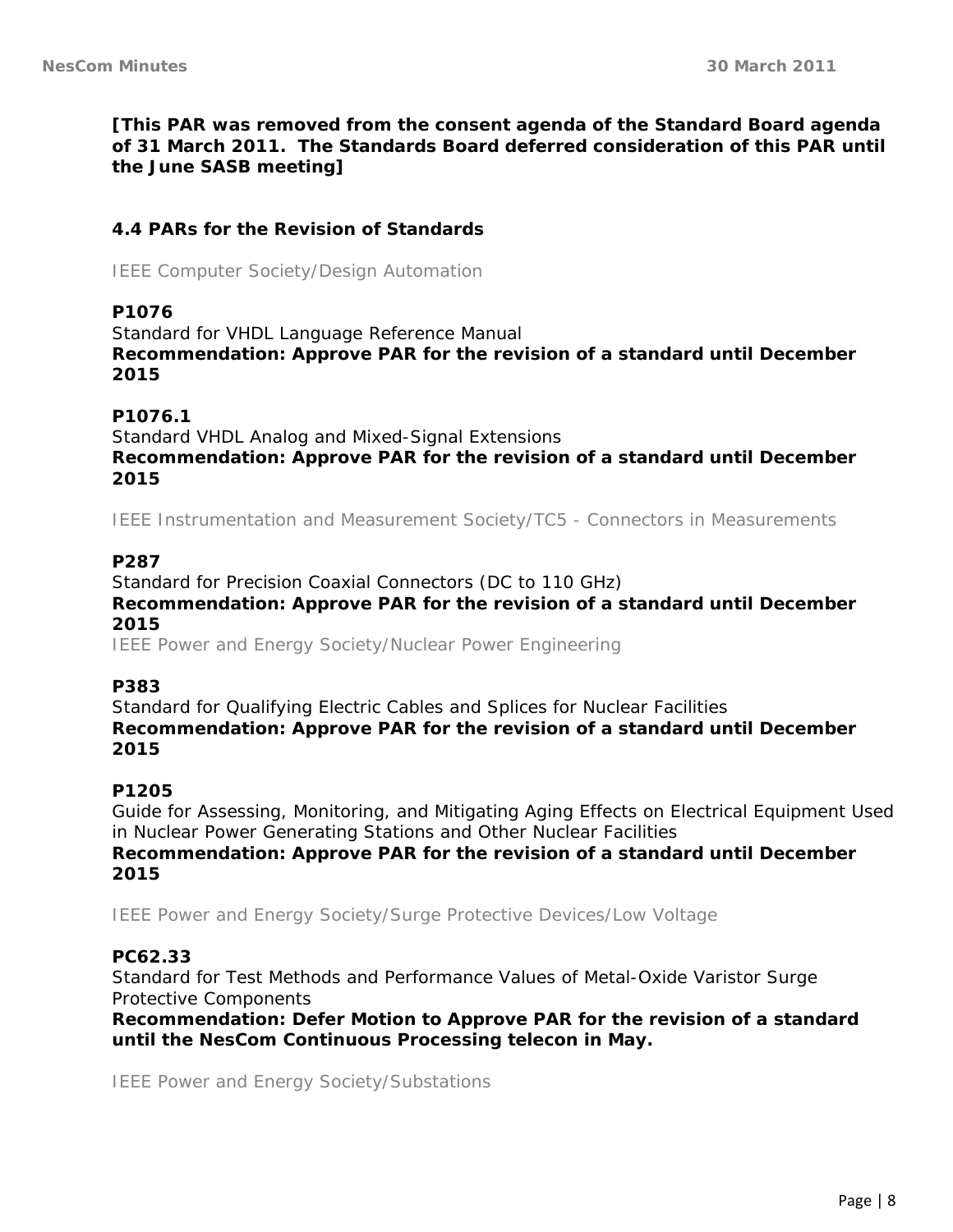**[This PAR was removed from the consent agenda of the Standard Board agenda of 31 March 2011. The Standards Board deferred consideration of this PAR until the June SASB meeting]**

### 4.4 PARs for the Revision of Standards

IEEE Computer Society/Design Automation

**P1076**
Standard for VHDL Language Reference Manual
**Recommendation: Approve PAR for the revision of a standard until December 2015**

**P1076.1**
Standard VHDL Analog and Mixed-Signal Extensions
**Recommendation: Approve PAR for the revision of a standard until December 2015**

IEEE Instrumentation and Measurement Society/TC5 - Connectors in Measurements

**P287**
Standard for Precision Coaxial Connectors (DC to 110 GHz)
**Recommendation: Approve PAR for the revision of a standard until December 2015**

IEEE Power and Energy Society/Nuclear Power Engineering

**P383**
Standard for Qualifying Electric Cables and Splices for Nuclear Facilities
**Recommendation: Approve PAR for the revision of a standard until December 2015**

**P1205**
Guide for Assessing, Monitoring, and Mitigating Aging Effects on Electrical Equipment Used in Nuclear Power Generating Stations and Other Nuclear Facilities
**Recommendation: Approve PAR for the revision of a standard until December 2015**

IEEE Power and Energy Society/Surge Protective Devices/Low Voltage

**PC62.33**
Standard for Test Methods and Performance Values of Metal-Oxide Varistor Surge Protective Components
**Recommendation: Defer Motion to Approve PAR for the revision of a standard until the NesCom Continuous Processing telecon in May.**

IEEE Power and Energy Society/Substations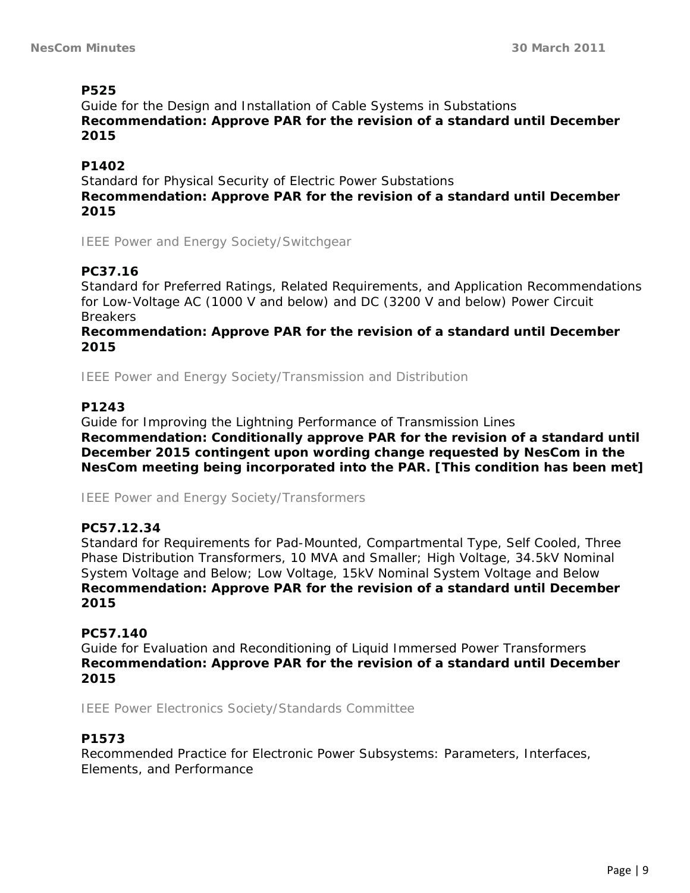**P525**

Guide for the Design and Installation of Cable Systems in Substations

**Recommendation: Approve PAR for the revision of a standard until December 2015**

**P1402**

Standard for Physical Security of Electric Power Substations

**Recommendation: Approve PAR for the revision of a standard until December 2015**

IEEE Power and Energy Society/Switchgear

**PC37.16**

Standard for Preferred Ratings, Related Requirements, and Application Recommendations for Low-Voltage AC (1000 V and below) and DC (3200 V and below) Power Circuit Breakers

**Recommendation: Approve PAR for the revision of a standard until December 2015**

IEEE Power and Energy Society/Transmission and Distribution

**P1243**

Guide for Improving the Lightning Performance of Transmission Lines

**Recommendation: Conditionally approve PAR for the revision of a standard until December 2015 contingent upon wording change requested by NesCom in the NesCom meeting being incorporated into the PAR. [This condition has been met]**

IEEE Power and Energy Society/Transformers

**PC57.12.34**

Standard for Requirements for Pad-Mounted, Compartmental Type, Self Cooled, Three Phase Distribution Transformers, 10 MVA and Smaller; High Voltage, 34.5kV Nominal System Voltage and Below; Low Voltage, 15kV Nominal System Voltage and Below

**Recommendation: Approve PAR for the revision of a standard until December 2015**

**PC57.140**

Guide for Evaluation and Reconditioning of Liquid Immersed Power Transformers

**Recommendation: Approve PAR for the revision of a standard until December 2015**

IEEE Power Electronics Society/Standards Committee

**P1573**

Recommended Practice for Electronic Power Subsystems: Parameters, Interfaces, Elements, and Performance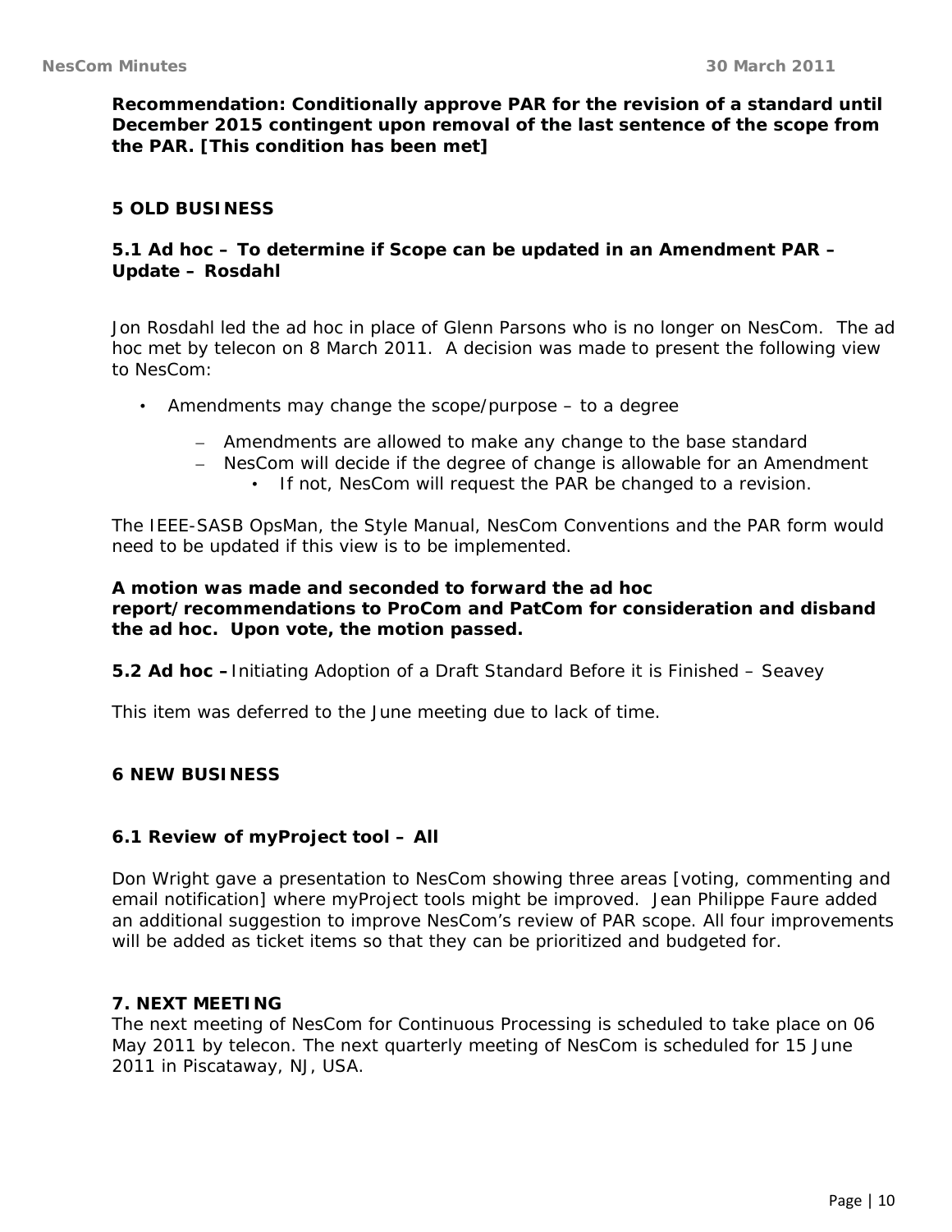**Recommendation: Conditionally approve PAR for the revision of a standard until December 2015 contingent upon removal of the last sentence of the scope from the PAR. [This condition has been met]**

## 5 OLD BUSINESS

### 5.1 Ad hoc – To determine if Scope can be updated in an Amendment PAR – Update – Rosdahl

Jon Rosdahl led the ad hoc in place of Glenn Parsons who is no longer on NesCom. The ad hoc met by telecon on 8 March 2011. A decision was made to present the following view to NesCom:

- Amendments may change the scope/purpose – to a degree
  - Amendments are allowed to make any change to the base standard
  - NesCom will decide if the degree of change is allowable for an Amendment
    - If not, NesCom will request the PAR be changed to a revision.

The IEEE-SASB OpsMan, the Style Manual, NesCom Conventions and the PAR form would need to be updated if this view is to be implemented.

**A motion was made and seconded to forward the ad hoc report/recommendations to ProCom and PatCom for consideration and disband the ad hoc. Upon vote, the motion passed.**

**5.2 Ad hoc –** Initiating Adoption of a Draft Standard Before it is Finished – Seavey

This item was deferred to the June meeting due to lack of time.

## 6 NEW BUSINESS

### 6.1 Review of myProject tool – All

Don Wright gave a presentation to NesCom showing three areas [voting, commenting and email notification] where myProject tools might be improved. Jean Philippe Faure added an additional suggestion to improve NesCom's review of PAR scope. All four improvements will be added as ticket items so that they can be prioritized and budgeted for.

## 7. NEXT MEETING

The next meeting of NesCom for Continuous Processing is scheduled to take place on 06 May 2011 by telecon. The next quarterly meeting of NesCom is scheduled for 15 June 2011 in Piscataway, NJ, USA.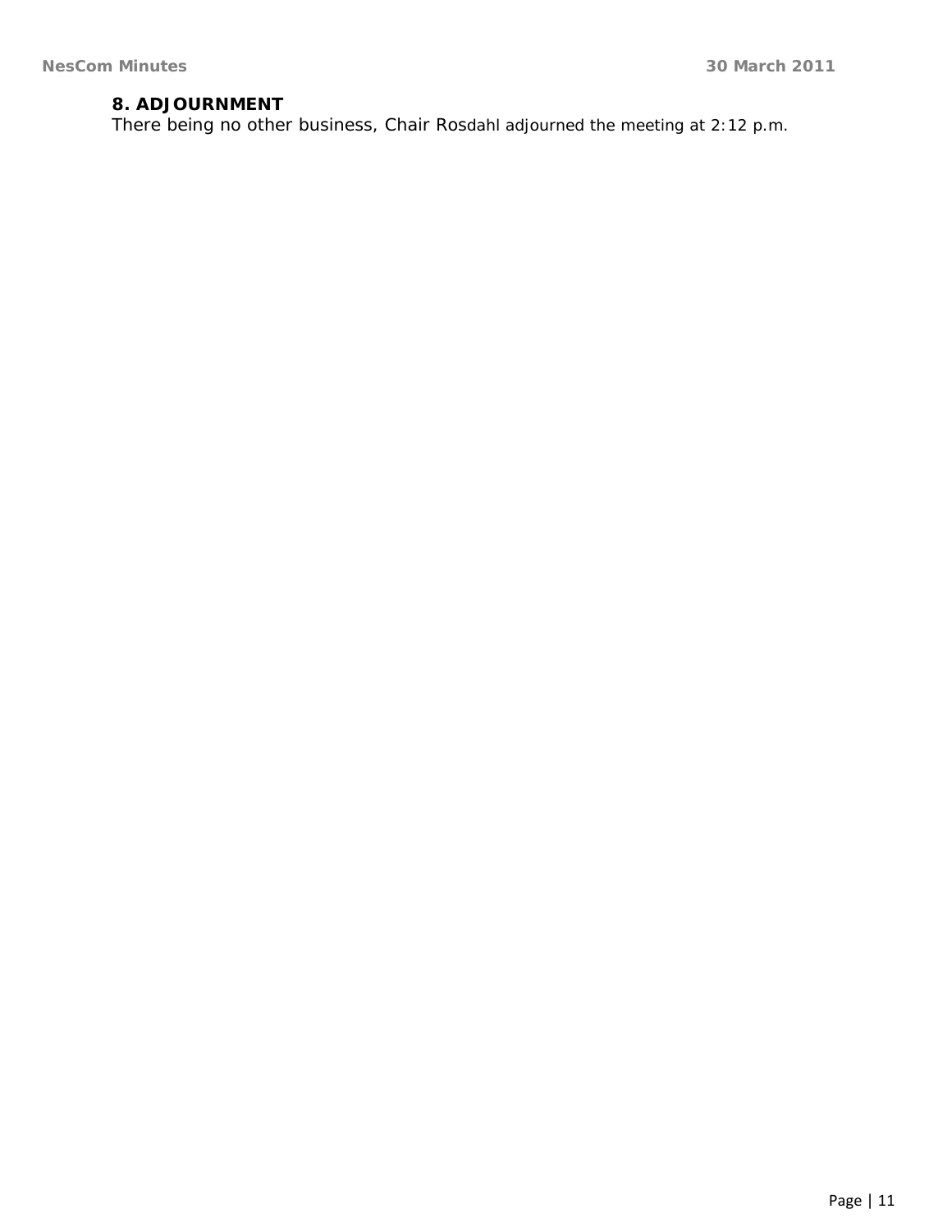## 8. ADJOURNMENT

There being no other business, Chair Rosdahl adjourned the meeting at 2:12 p.m.